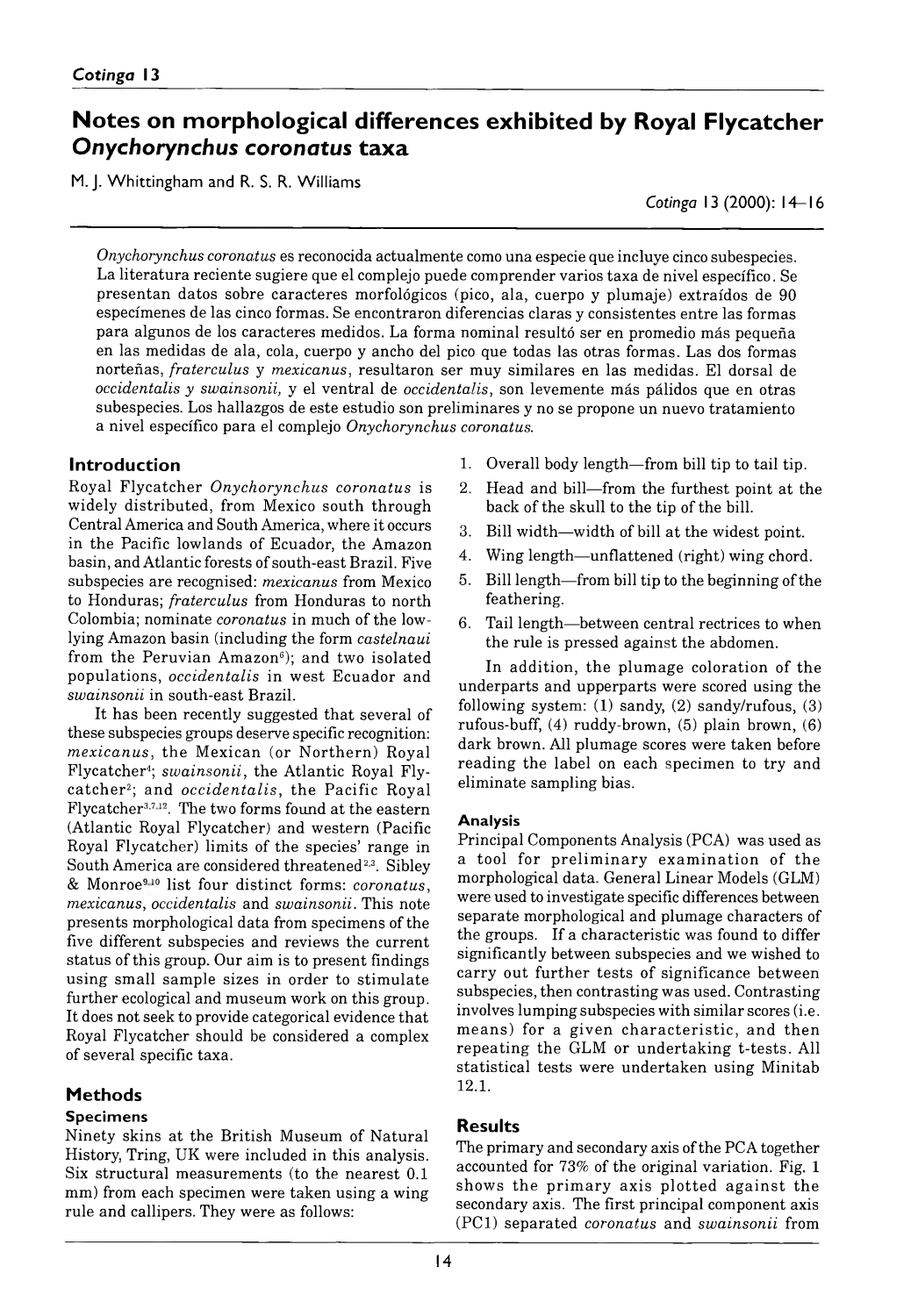# Notes on morphological differences exhibited by Royal Flycatcher *Onychorynchus coronatus* taxa

M. J. Whittingham and R. S. R. Williams

*Cotinga* 13 (2000): 14–16

*Onychorynchus coronatus* es reconocida actualmente como una especie que incluye cinco subespecies. La literatura reciente sugiere que el complejo puede comprender varios taxa de nivel específico. Se presentan datos sobre caracteres morfológicos (pico, ala, cuerpo y plumaje) extraídos de 90 especímenes de las cinco formas. Se encontraron diferencias claras y consistentes entre las formas para algunos de los caracteres medidos. La forma nominal resultó ser en promedio más pequeña en las medidas de ala, cola, cuerpo y ancho del pico que todas las otras formas. Las dos formas norteñas, *fraterculus* y *mexicanus*, resultaron ser muy similares en las medidas. El dorsal de *occidentalis y swainsonii,* y el ventral de *occidentalis*, son levemente más pálidos que en otras subespecies. Los hallazgos de este estudio son preliminares y no se propone un nuevo tratamiento a nivel específico para el complejo *Onychorynchus coronatus.*

## Introduction

Royal Flycatcher *Onychorynchus coronatus* is widely distributed, from Mexico south through Central America and South America, where it occurs in the Pacific lowlands of Ecuador, the Amazon basin, and Atlantic forests of south-east Brazil. Five subspecies are recognised: *mexicanus* from Mexico to Honduras; *fraterculus* from Honduras to north Colombia; nominate *coronatus* in much of the low-lying Amazon basin (including the form *castelnaui* from the Peruvian Amazon[6]); and two isolated populations, *occidentalis* in west Ecuador and *swainsonii* in south-east Brazil.

It has been recently suggested that several of these subspecies groups deserve specific recognition: *mexicanus*, the Mexican (or Northern) Royal Flycatcher[4]; *swainsonii*, the Atlantic Royal Flycatcher[2]; and *occidentalis*, the Pacific Royal Flycatcher[3,7,12]. The two forms found at the eastern (Atlantic Royal Flycatcher) and western (Pacific Royal Flycatcher) limits of the species' range in South America are considered threatened[2,3]. Sibley & Monroe[9,10] list four distinct forms: *coronatus*, *mexicanus*, *occidentalis* and *swainsonii*. This note presents morphological data from specimens of the five different subspecies and reviews the current status of this group. Our aim is to present findings using small sample sizes in order to stimulate further ecological and museum work on this group. It does not seek to provide categorical evidence that Royal Flycatcher should be considered a complex of several specific taxa.

## Methods

### Specimens

Ninety skins at the British Museum of Natural History, Tring, UK were included in this analysis. Six structural measurements (to the nearest 0.1 mm) from each specimen were taken using a wing rule and callipers. They were as follows:

1. Overall body length—from bill tip to tail tip.
2. Head and bill—from the furthest point at the back of the skull to the tip of the bill.
3. Bill width—width of bill at the widest point.
4. Wing length—unflattened (right) wing chord.
5. Bill length—from bill tip to the beginning of the feathering.
6. Tail length—between central rectrices to when the rule is pressed against the abdomen.

In addition, the plumage coloration of the underparts and upperparts were scored using the following system: (1) sandy, (2) sandy/rufous, (3) rufous-buff, (4) ruddy-brown, (5) plain brown, (6) dark brown. All plumage scores were taken before reading the label on each specimen to try and eliminate sampling bias.

### Analysis

Principal Components Analysis (PCA) was used as a tool for preliminary examination of the morphological data. General Linear Models (GLM) were used to investigate specific differences between separate morphological and plumage characters of the groups. If a characteristic was found to differ significantly between subspecies and we wished to carry out further tests of significance between subspecies, then contrasting was used. Contrasting involves lumping subspecies with similar scores (i.e. means) for a given characteristic, and then repeating the GLM or undertaking t-tests. All statistical tests were undertaken using Minitab 12.1.

## Results

The primary and secondary axis of the PCA together accounted for 73% of the original variation. Fig. 1 shows the primary axis plotted against the secondary axis. The first principal component axis (PC1) separated *coronatus* and *swainsonii* from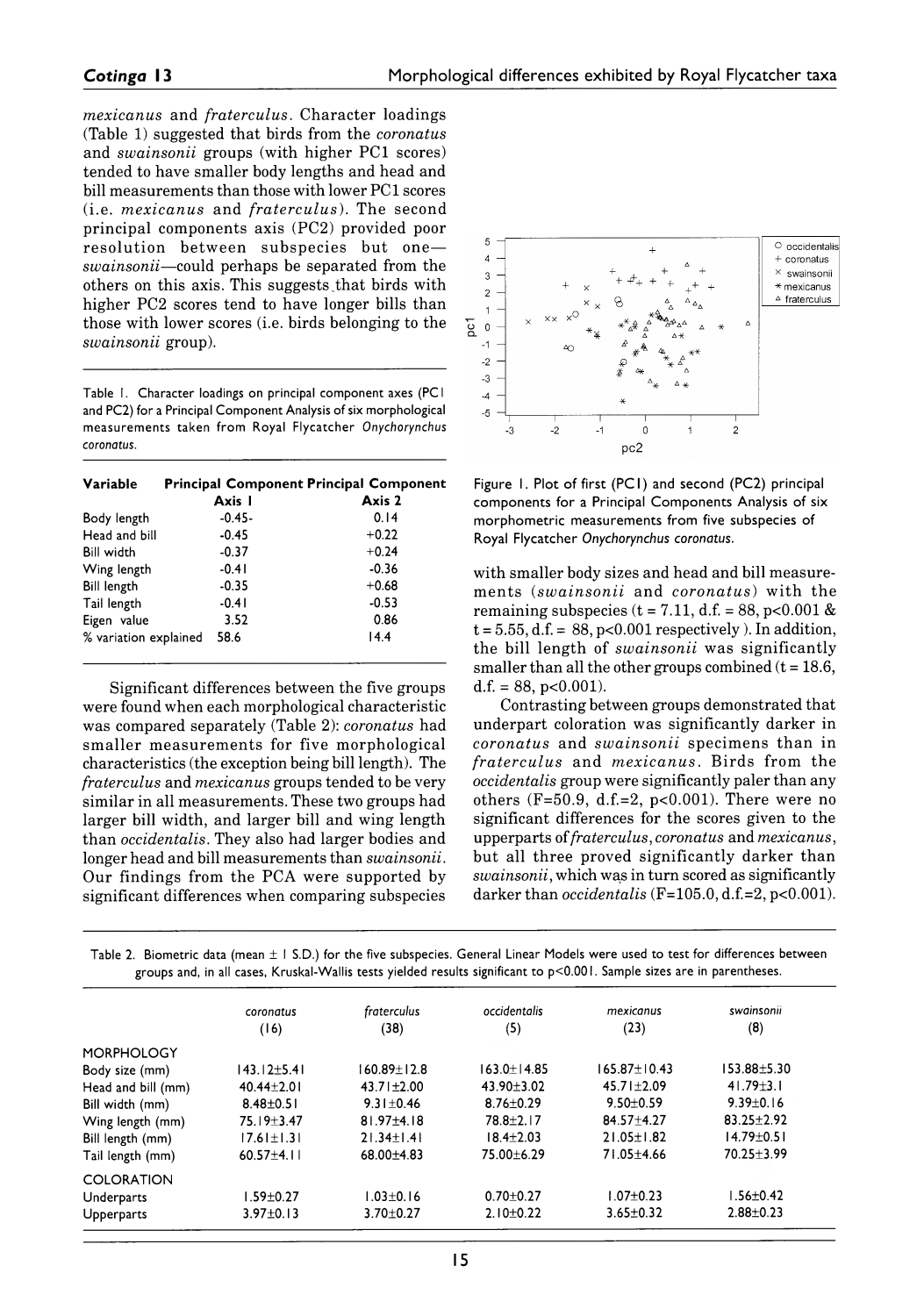*mexicanus* and *fraterculus*. Character loadings (Table 1) suggested that birds from the *coronatus* and *swainsonii* groups (with higher PC1 scores) tended to have smaller body lengths and head and bill measurements than those with lower PC1 scores (i.e. *mexicanus* and *fraterculus*). The second principal components axis (PC2) provided poor resolution between subspecies but one—*swainsonii*—could perhaps be separated from the others on this axis. This suggests that birds with higher PC2 scores tend to have longer bills than those with lower scores (i.e. birds belonging to the *swainsonii* group).

Table 1. Character loadings on principal component axes (PC1 and PC2) for a Principal Component Analysis of six morphological measurements taken from Royal Flycatcher *Onychorynchus coronatus*.

| Variable | Principal Component Axis 1 | Principal Component Axis 2 |
|---|---|---|
| Body length | -0.45- | 0.14 |
| Head and bill | -0.45 | +0.22 |
| Bill width | -0.37 | +0.24 |
| Wing length | -0.41 | -0.36 |
| Bill length | -0.35 | +0.68 |
| Tail length | -0.41 | -0.53 |
| Eigen value | 3.52 | 0.86 |
| % variation explained | 58.6 | 14.4 |

Significant differences between the five groups were found when each morphological characteristic was compared separately (Table 2): *coronatus* had smaller measurements for five morphological characteristics (the exception being bill length). The *fraterculus* and *mexicanus* groups tended to be very similar in all measurements. These two groups had larger bill width, and larger bill and wing length than *occidentalis*. They also had larger bodies and longer head and bill measurements than *swainsonii*. Our findings from the PCA were supported by significant differences when comparing subspecies with smaller body sizes and head and bill measurements (*swainsonii* and *coronatus*) with the remaining subspecies ($t = 7.11$, d.f. = 88, $p<0.001$ & $t = 5.55$, d.f. = 88, $p<0.001$ respectively ). In addition, the bill length of *swainsonii* was significantly smaller than all the other groups combined ($t = 18.6$, d.f. = 88, $p<0.001$).

Figure 1. Plot of first (PC1) and second (PC2) principal components for a Principal Components Analysis of six morphometric measurements from five subspecies of Royal Flycatcher *Onychorynchus coronatus*.

Contrasting between groups demonstrated that underpart coloration was significantly darker in *coronatus* and *swainsonii* specimens than in *fraterculus* and *mexicanus*. Birds from the *occidentalis* group were significantly paler than any others ($F=50.9$, d.f.=2, $p<0.001$). There were no significant differences for the scores given to the upperparts of *fraterculus*, *coronatus* and *mexicanus*, but all three proved significantly darker than *swainsonii*, which was in turn scored as significantly darker than *occidentalis* ($F=105.0$, d.f.=2, $p<0.001$).

Table 2. Biometric data (mean ± 1 S.D.) for the five subspecies. General Linear Models were used to test for differences between groups and, in all cases, Kruskal-Wallis tests yielded results significant to $p<0.001$. Sample sizes are in parentheses.

| | *coronatus* (16) | *fraterculus* (38) | *occidentalis* (5) | *mexicanus* (23) | *swainsonii* (8) |
|---|---|---|---|---|---|
| MORPHOLOGY | | | | | |
| Body size (mm) | 143.12±5.41 | 160.89±12.8 | 163.0±14.85 | 165.87±10.43 | 153.88±5.30 |
| Head and bill (mm) | 40.44±2.01 | 43.71±2.00 | 43.90±3.02 | 45.71±2.09 | 41.79±3.1 |
| Bill width (mm) | 8.48±0.51 | 9.31±0.46 | 8.76±0.29 | 9.50±0.59 | 9.39±0.16 |
| Wing length (mm) | 75.19±3.47 | 81.97±4.18 | 78.8±2.17 | 84.57±4.27 | 83.25±2.92 |
| Bill length (mm) | 17.61±1.31 | 21.34±1.41 | 18.4±2.03 | 21.05±1.82 | 14.79±0.51 |
| Tail length (mm) | 60.57±4.11 | 68.00±4.83 | 75.00±6.29 | 71.05±4.66 | 70.25±3.99 |
| COLORATION | | | | | |
| Underparts | 1.59±0.27 | 1.03±0.16 | 0.70±0.27 | 1.07±0.23 | 1.56±0.42 |
| Upperparts | 3.97±0.13 | 3.70±0.27 | 2.10±0.22 | 3.65±0.32 | 2.88±0.23 |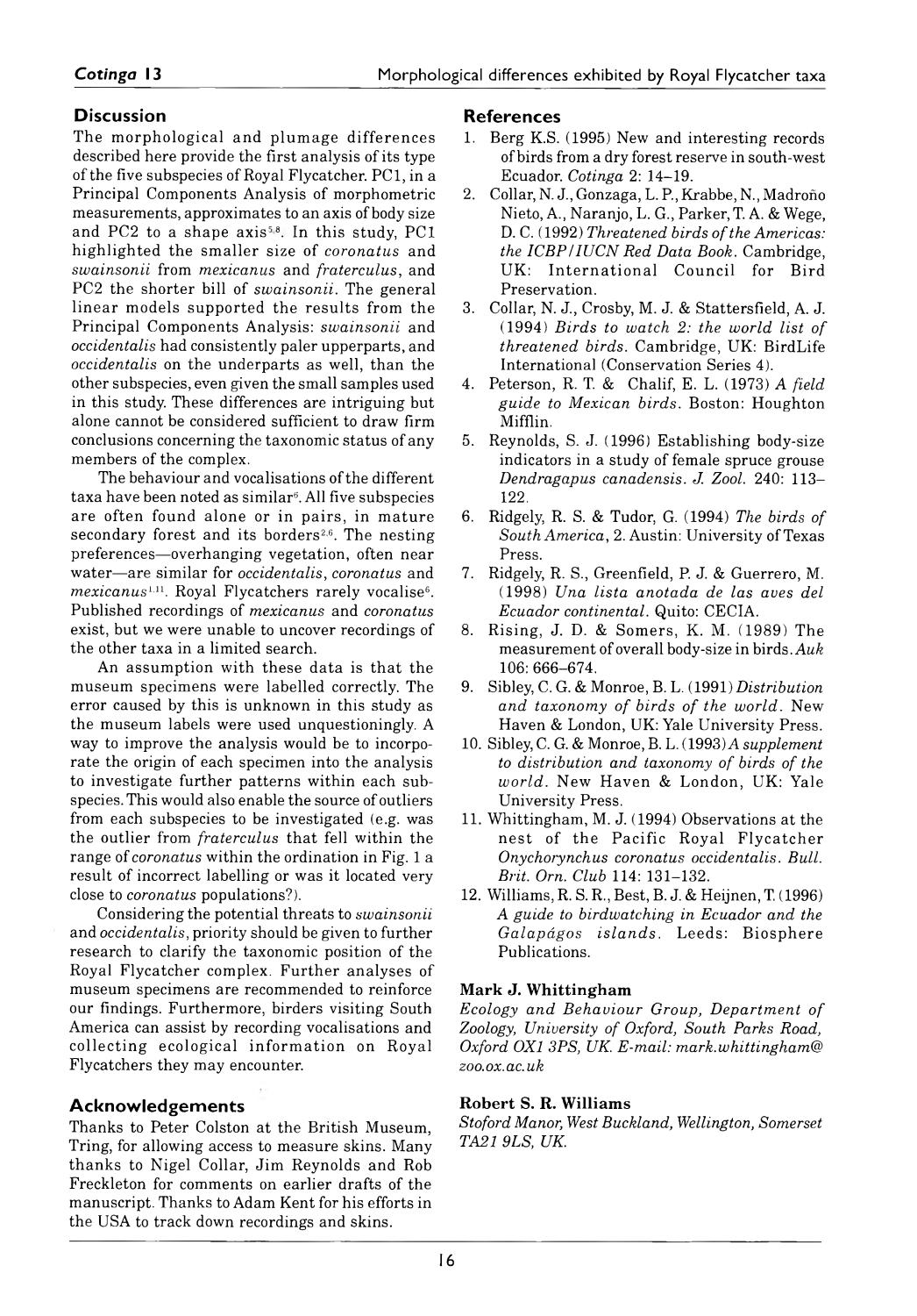## Discussion

The morphological and plumage differences described here provide the first analysis of its type of the five subspecies of Royal Flycatcher. PC1, in a Principal Components Analysis of morphometric measurements, approximates to an axis of body size and PC2 to a shape axis[5,8]. In this study, PC1 highlighted the smaller size of *coronatus* and *swainsonii* from *mexicanus* and *fraterculus*, and PC2 the shorter bill of *swainsonii*. The general linear models supported the results from the Principal Components Analysis: *swainsonii* and *occidentalis* had consistently paler upperparts, and *occidentalis* on the underparts as well, than the other subspecies, even given the small samples used in this study. These differences are intriguing but alone cannot be considered sufficient to draw firm conclusions concerning the taxonomic status of any members of the complex.

The behaviour and vocalisations of the different taxa have been noted as similar[6]. All five subspecies are often found alone or in pairs, in mature secondary forest and its borders[2,6]. The nesting preferences—overhanging vegetation, often near water—are similar for *occidentalis*, *coronatus* and *mexicanus*[1,11]. Royal Flycatchers rarely vocalise[6]. Published recordings of *mexicanus* and *coronatus* exist, but we were unable to uncover recordings of the other taxa in a limited search.

An assumption with these data is that the museum specimens were labelled correctly. The error caused by this is unknown in this study as the museum labels were used unquestioningly. A way to improve the analysis would be to incorporate the origin of each specimen into the analysis to investigate further patterns within each subspecies. This would also enable the source of outliers from each subspecies to be investigated (e.g. was the outlier from *fraterculus* that fell within the range of *coronatus* within the ordination in Fig. 1 a result of incorrect labelling or was it located very close to *coronatus* populations?).

Considering the potential threats to *swainsonii* and *occidentalis*, priority should be given to further research to clarify the taxonomic position of the Royal Flycatcher complex. Further analyses of museum specimens are recommended to reinforce our findings. Furthermore, birders visiting South America can assist by recording vocalisations and collecting ecological information on Royal Flycatchers they may encounter.

## Acknowledgements

Thanks to Peter Colston at the British Museum, Tring, for allowing access to measure skins. Many thanks to Nigel Collar, Jim Reynolds and Rob Freckleton for comments on earlier drafts of the manuscript. Thanks to Adam Kent for his efforts in the USA to track down recordings and skins.

## References

1. Berg K.S. (1995) New and interesting records of birds from a dry forest reserve in south-west Ecuador. *Cotinga* 2: 14–19.
2. Collar, N. J., Gonzaga, L. P., Krabbe, N., Madroño Nieto, A., Naranjo, L. G., Parker, T. A. & Wege, D. C. (1992) *Threatened birds of the Americas: the ICBP/IUCN Red Data Book*. Cambridge, UK: International Council for Bird Preservation.
3. Collar, N. J., Crosby, M. J. & Stattersfield, A. J. (1994) *Birds to watch 2: the world list of threatened birds*. Cambridge, UK: BirdLife International (Conservation Series 4).
4. Peterson, R. T. & Chalif, E. L. (1973) *A field guide to Mexican birds*. Boston: Houghton Mifflin.
5. Reynolds, S. J. (1996) Establishing body-size indicators in a study of female spruce grouse *Dendragapus canadensis*. *J. Zool.* 240: 113–122.
6. Ridgely, R. S. & Tudor, G. (1994) *The birds of South America*, 2. Austin: University of Texas Press.
7. Ridgely, R. S., Greenfield, P. J. & Guerrero, M. (1998) *Una lista anotada de las aves del Ecuador continental*. Quito: CECIA.
8. Rising, J. D. & Somers, K. M. (1989) The measurement of overall body-size in birds. *Auk* 106: 666–674.
9. Sibley, C. G. & Monroe, B. L. (1991) *Distribution and taxonomy of birds of the world*. New Haven & London, UK: Yale University Press.
10. Sibley, C. G. & Monroe, B. L. (1993) *A supplement to distribution and taxonomy of birds of the world*. New Haven & London, UK: Yale University Press.
11. Whittingham, M. J. (1994) Observations at the nest of the Pacific Royal Flycatcher *Onychorynchus coronatus occidentalis*. *Bull. Brit. Orn. Club* 114: 131–132.
12. Williams, R. S. R., Best, B. J. & Heijnen, T. (1996) *A guide to birdwatching in Ecuador and the Galapágos islands*. Leeds: Biosphere Publications.

**Mark J. Whittingham**

*Ecology and Behaviour Group, Department of Zoology, University of Oxford, South Parks Road, Oxford OX1 3PS, UK. E-mail: mark.whittingham@zoo.ox.ac.uk*

**Robert S. R. Williams**

*Stoford Manor, West Buckland, Wellington, Somerset TA21 9LS, UK.*